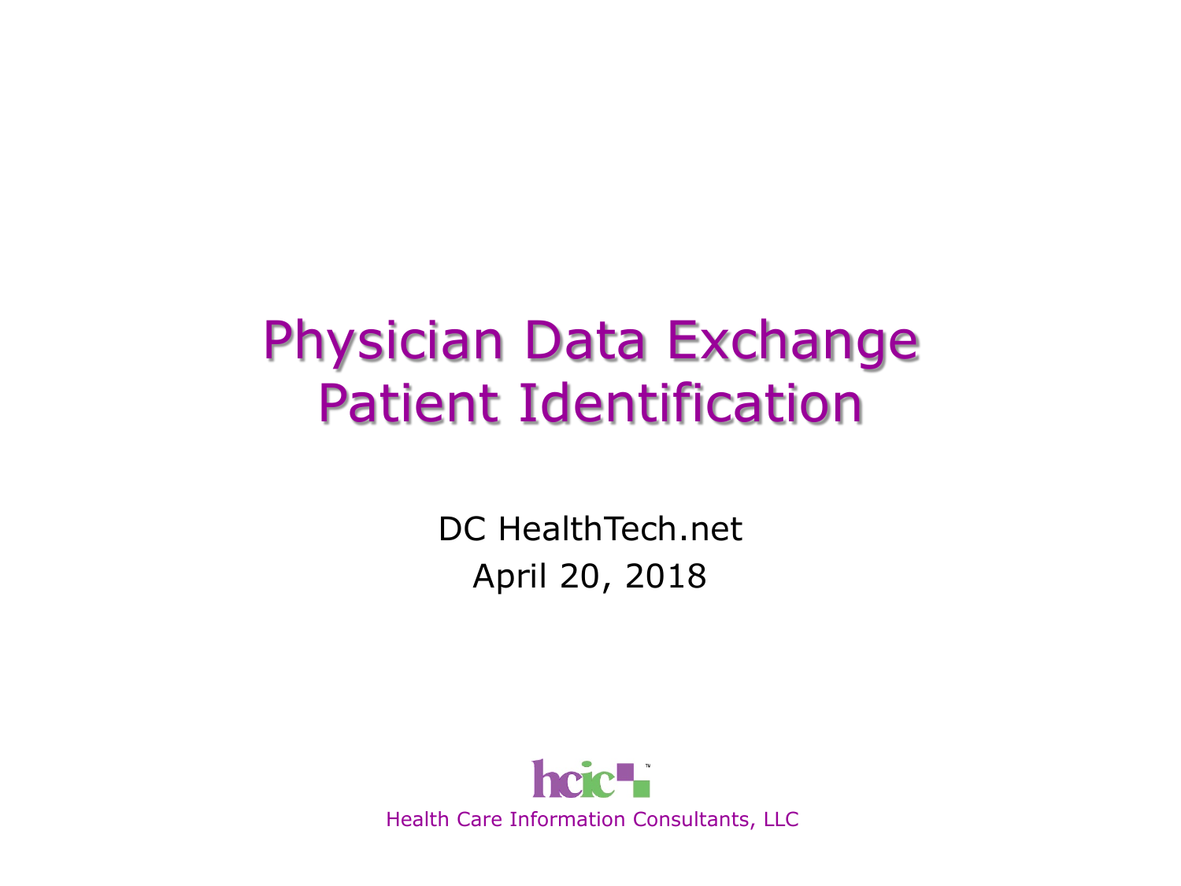# Physician Data Exchange Patient Identification

DC HealthTech.net

April 20, 2018

hcic™

Health Care Information Consultants, LLC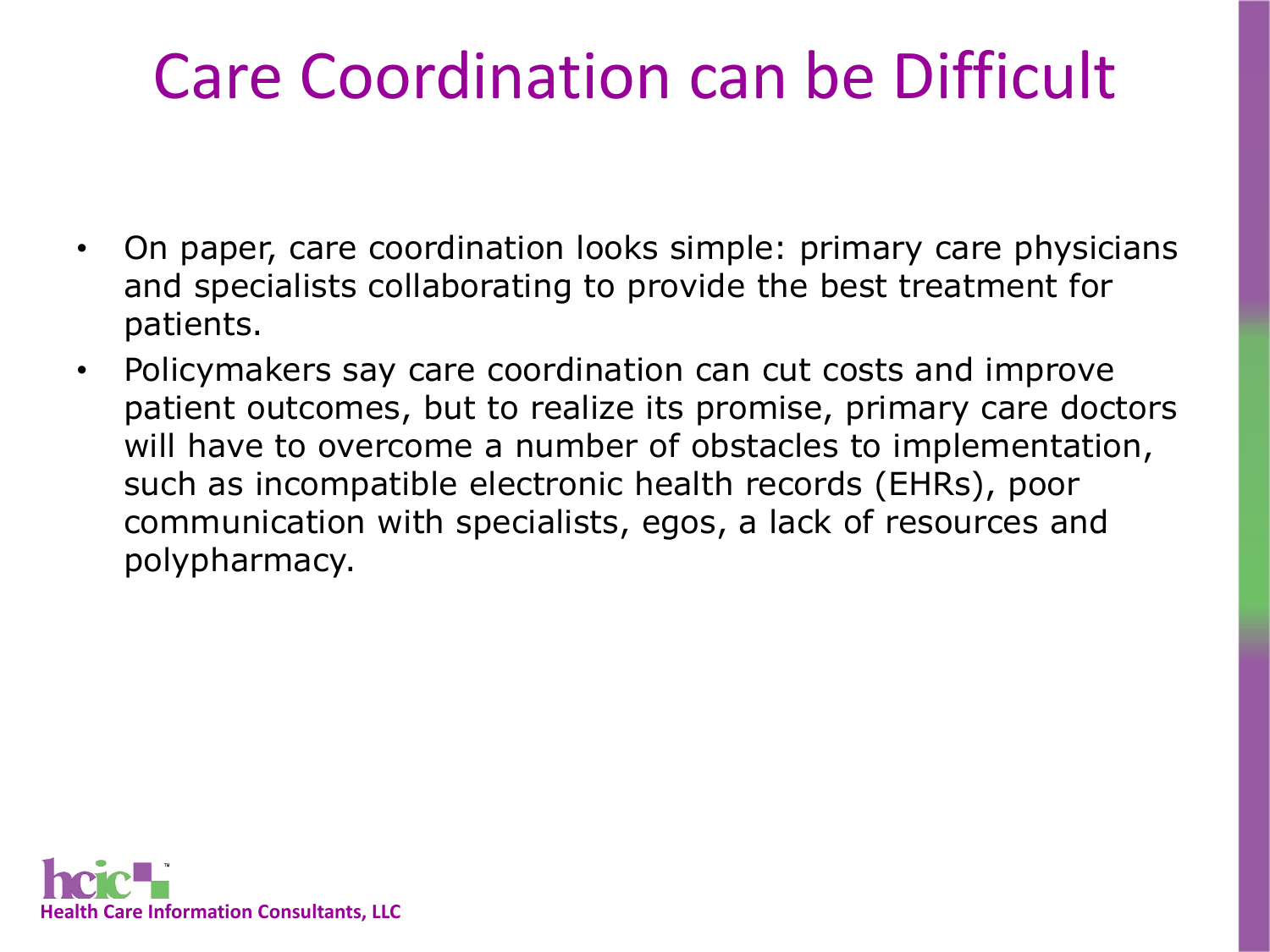# Care Coordination can be Difficult

- On paper, care coordination looks simple: primary care physicians and specialists collaborating to provide the best treatment for patients.
- Policymakers say care coordination can cut costs and improve patient outcomes, but to realize its promise, primary care doctors will have to overcome a number of obstacles to implementation, such as incompatible electronic health records (EHRs), poor communication with specialists, egos, a lack of resources and polypharmacy.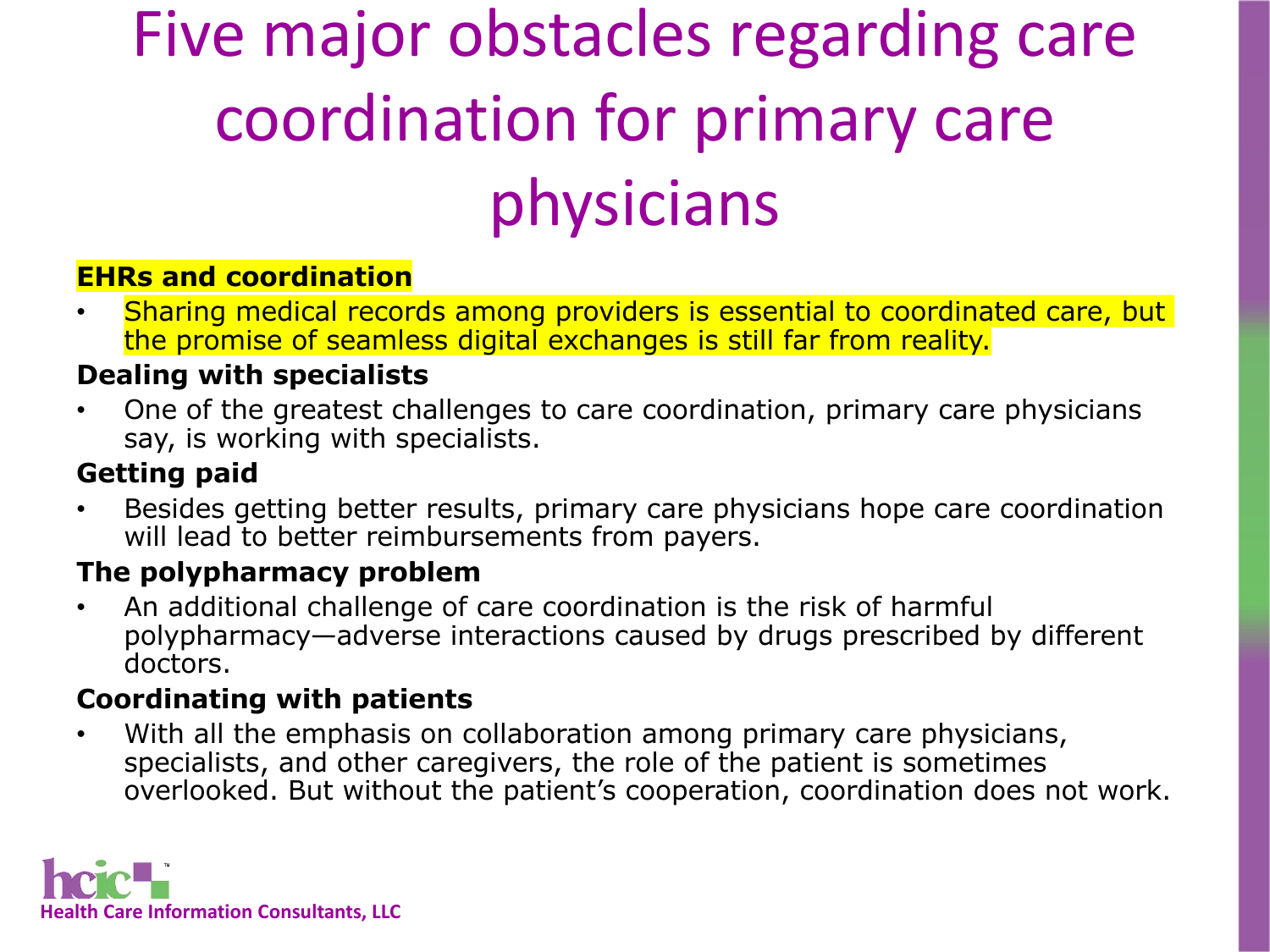# Five major obstacles regarding care coordination for primary care physicians

**EHRs and coordination**

- Sharing medical records among providers is essential to coordinated care, but the promise of seamless digital exchanges is still far from reality.

**Dealing with specialists**

- One of the greatest challenges to care coordination, primary care physicians say, is working with specialists.

**Getting paid**

- Besides getting better results, primary care physicians hope care coordination will lead to better reimbursements from payers.

**The polypharmacy problem**

- An additional challenge of care coordination is the risk of harmful polypharmacy—adverse interactions caused by drugs prescribed by different doctors.

**Coordinating with patients**

- With all the emphasis on collaboration among primary care physicians, specialists, and other caregivers, the role of the patient is sometimes overlooked. But without the patient's cooperation, coordination does not work.

Health Care Information Consultants, LLC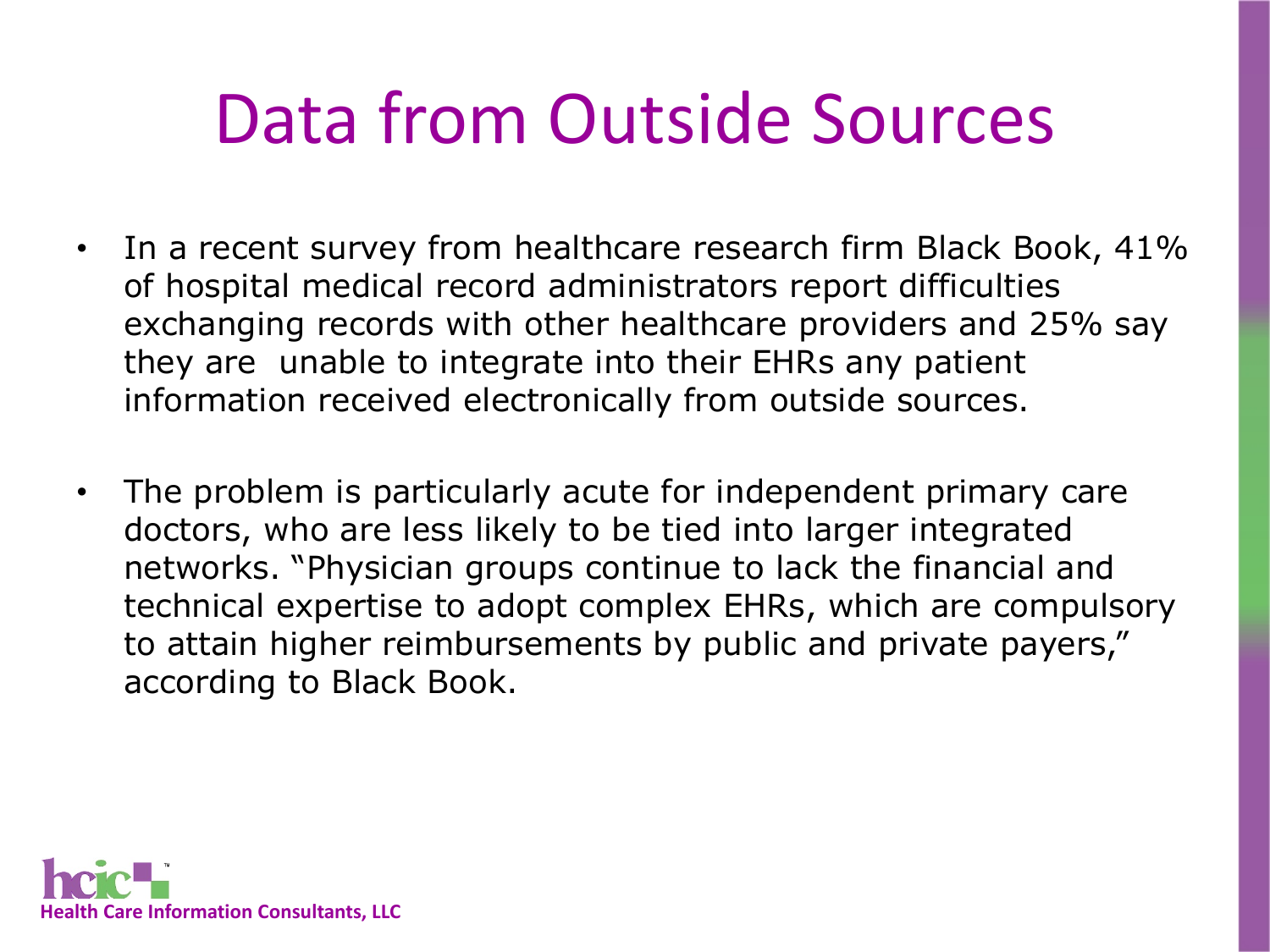# Data from Outside Sources

- In a recent survey from healthcare research firm Black Book, 41% of hospital medical record administrators report difficulties exchanging records with other healthcare providers and 25% say they are unable to integrate into their EHRs any patient information received electronically from outside sources.

- The problem is particularly acute for independent primary care doctors, who are less likely to be tied into larger integrated networks. "Physician groups continue to lack the financial and technical expertise to adopt complex EHRs, which are compulsory to attain higher reimbursements by public and private payers," according to Black Book.

hcic™
Health Care Information Consultants, LLC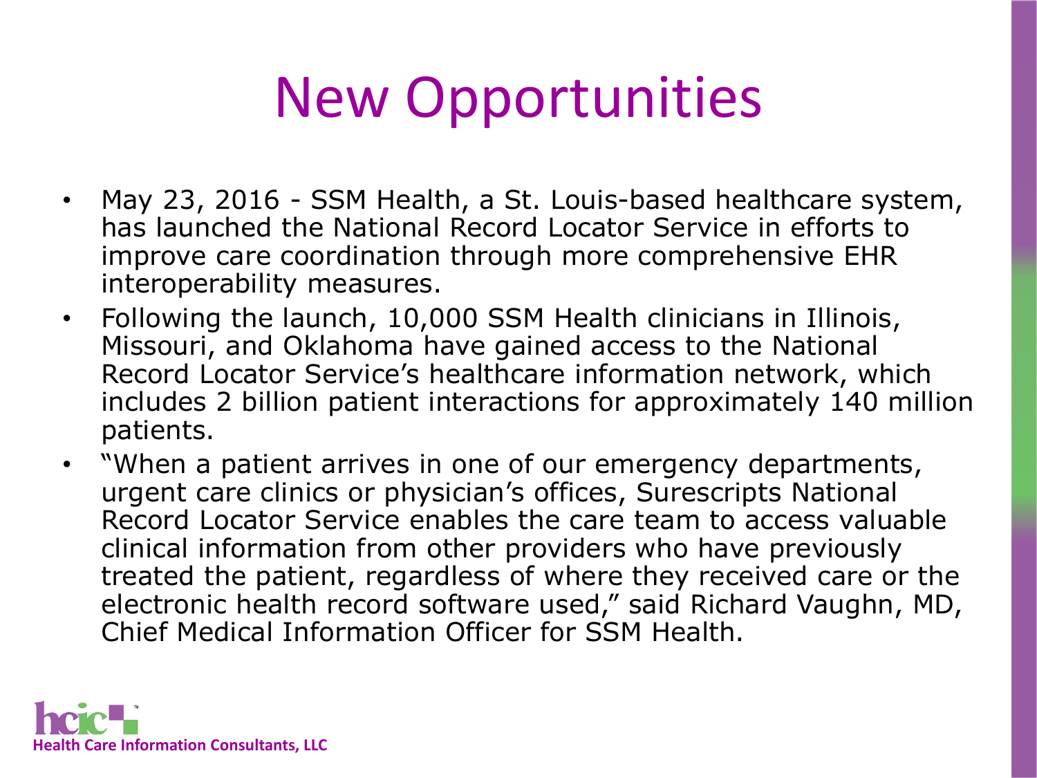# New Opportunities

- May 23, 2016 - SSM Health, a St. Louis-based healthcare system, has launched the National Record Locator Service in efforts to improve care coordination through more comprehensive EHR interoperability measures.
- Following the launch, 10,000 SSM Health clinicians in Illinois, Missouri, and Oklahoma have gained access to the National Record Locator Service's healthcare information network, which includes 2 billion patient interactions for approximately 140 million patients.
- "When a patient arrives in one of our emergency departments, urgent care clinics or physician's offices, Surescripts National Record Locator Service enables the care team to access valuable clinical information from other providers who have previously treated the patient, regardless of where they received care or the electronic health record software used," said Richard Vaughn, MD, Chief Medical Information Officer for SSM Health.

Health Care Information Consultants, LLC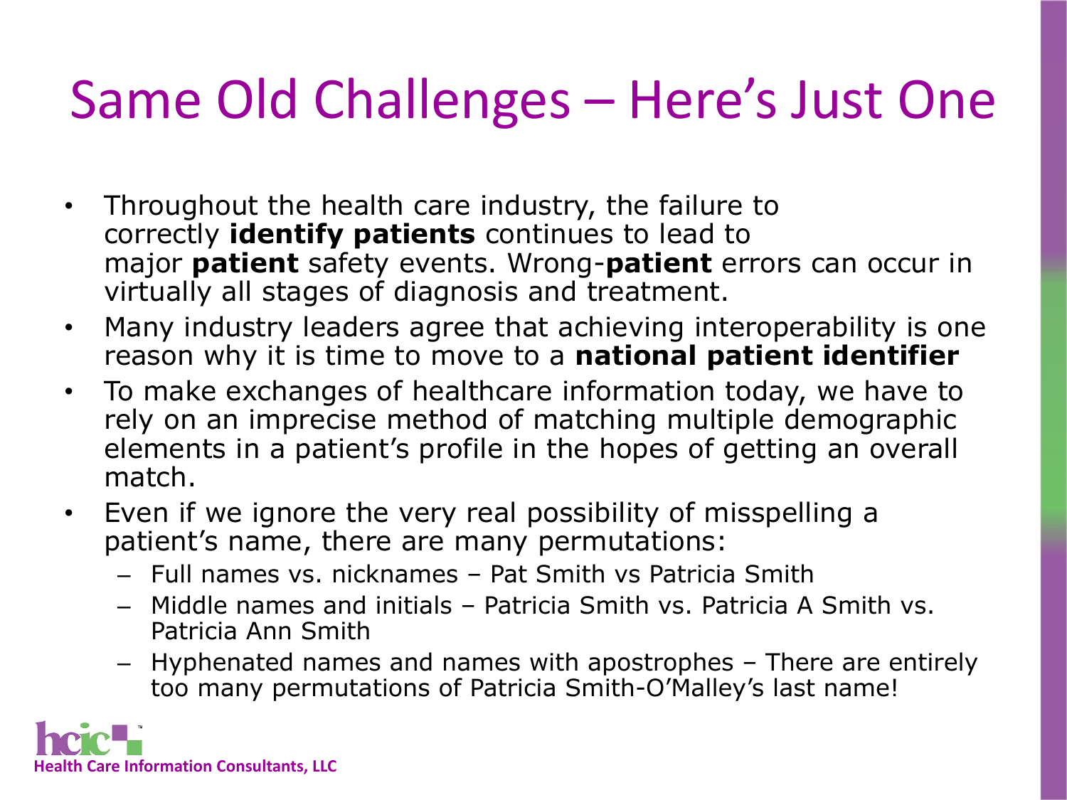# Same Old Challenges – Here's Just One

- Throughout the health care industry, the failure to correctly **identify patients** continues to lead to major **patient** safety events. Wrong-**patient** errors can occur in virtually all stages of diagnosis and treatment.
- Many industry leaders agree that achieving interoperability is one reason why it is time to move to a **national patient identifier**
- To make exchanges of healthcare information today, we have to rely on an imprecise method of matching multiple demographic elements in a patient's profile in the hopes of getting an overall match.
- Even if we ignore the very real possibility of misspelling a patient's name, there are many permutations:
  - Full names vs. nicknames – Pat Smith vs Patricia Smith
  - Middle names and initials – Patricia Smith vs. Patricia A Smith vs. Patricia Ann Smith
  - Hyphenated names and names with apostrophes – There are entirely too many permutations of Patricia Smith-O'Malley's last name!

Health Care Information Consultants, LLC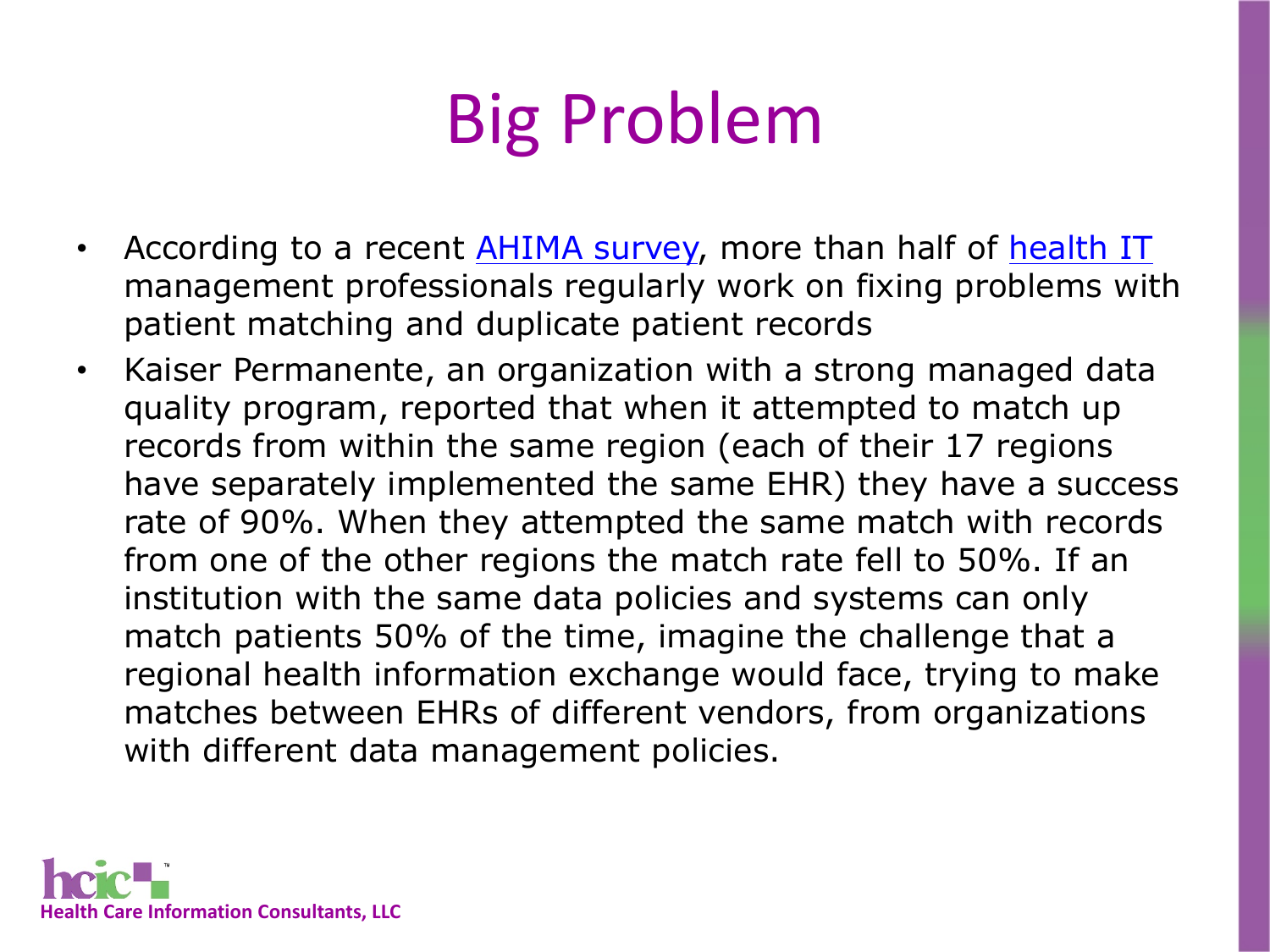# Big Problem

- According to a recent AHIMA survey, more than half of health IT management professionals regularly work on fixing problems with patient matching and duplicate patient records
- Kaiser Permanente, an organization with a strong managed data quality program, reported that when it attempted to match up records from within the same region (each of their 17 regions have separately implemented the same EHR) they have a success rate of 90%. When they attempted the same match with records from one of the other regions the match rate fell to 50%. If an institution with the same data policies and systems can only match patients 50% of the time, imagine the challenge that a regional health information exchange would face, trying to make matches between EHRs of different vendors, from organizations with different data management policies.

Health Care Information Consultants, LLC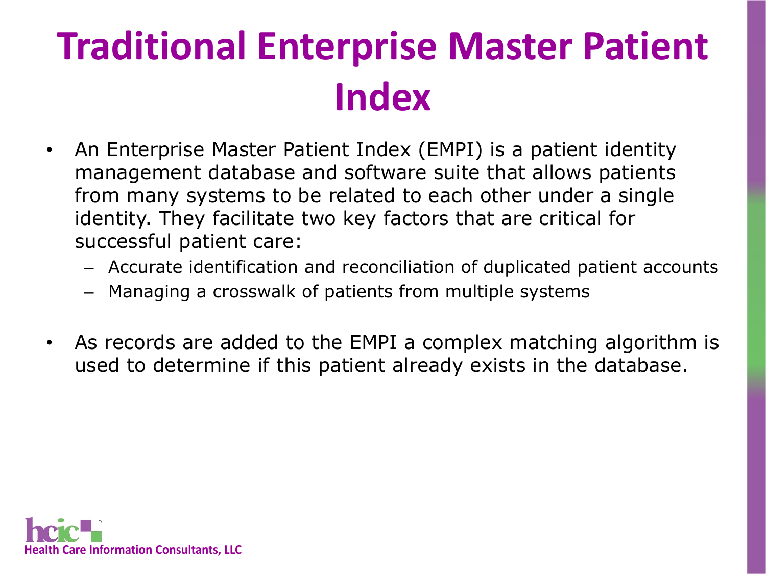# Traditional Enterprise Master Patient Index

- An Enterprise Master Patient Index (EMPI) is a patient identity management database and software suite that allows patients from many systems to be related to each other under a single identity. They facilitate two key factors that are critical for successful patient care:
  - Accurate identification and reconciliation of duplicated patient accounts
  - Managing a crosswalk of patients from multiple systems

- As records are added to the EMPI a complex matching algorithm is used to determine if this patient already exists in the database.

Health Care Information Consultants, LLC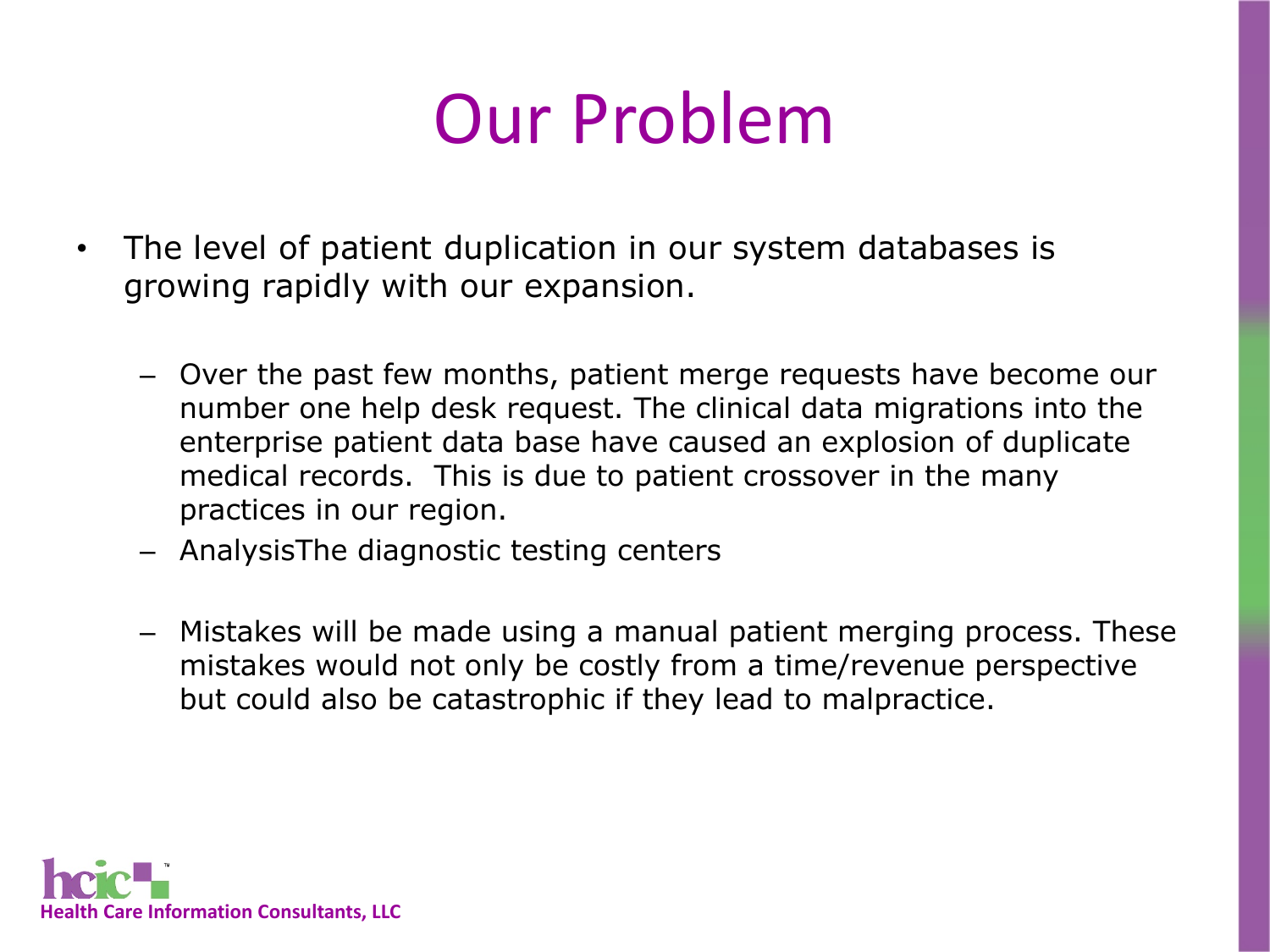# Our Problem

- The level of patient duplication in our system databases is growing rapidly with our expansion.
  - Over the past few months, patient merge requests have become our number one help desk request. The clinical data migrations into the enterprise patient data base have caused an explosion of duplicate medical records. This is due to patient crossover in the many practices in our region.
  - AnalysisThe diagnostic testing centers
  - Mistakes will be made using a manual patient merging process. These mistakes would not only be costly from a time/revenue perspective but could also be catastrophic if they lead to malpractice.

Health Care Information Consultants, LLC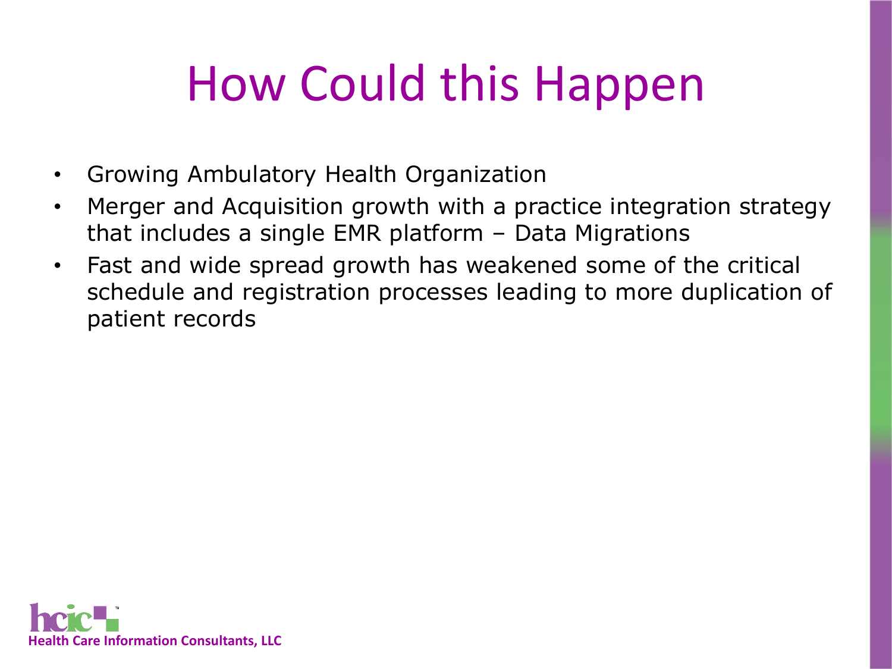# How Could this Happen

- Growing Ambulatory Health Organization
- Merger and Acquisition growth with a practice integration strategy that includes a single EMR platform – Data Migrations
- Fast and wide spread growth has weakened some of the critical schedule and registration processes leading to more duplication of patient records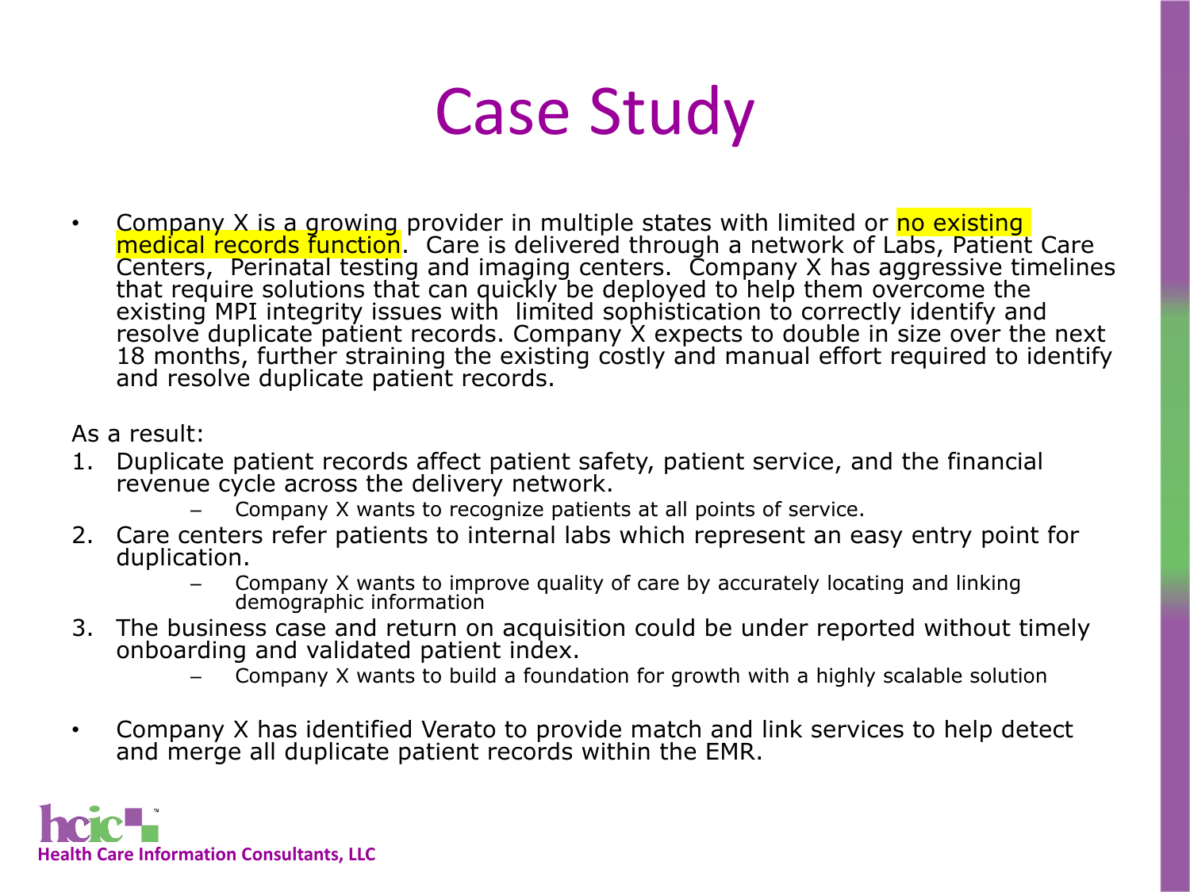# Case Study

- Company X is a growing provider in multiple states with limited or no existing medical records function. Care is delivered through a network of Labs, Patient Care Centers, Perinatal testing and imaging centers. Company X has aggressive timelines that require solutions that can quickly be deployed to help them overcome the existing MPI integrity issues with limited sophistication to correctly identify and resolve duplicate patient records. Company X expects to double in size over the next 18 months, further straining the existing costly and manual effort required to identify and resolve duplicate patient records.

As a result:

1. Duplicate patient records affect patient safety, patient service, and the financial revenue cycle across the delivery network.
   - Company X wants to recognize patients at all points of service.
2. Care centers refer patients to internal labs which represent an easy entry point for duplication.
   - Company X wants to improve quality of care by accurately locating and linking demographic information
3. The business case and return on acquisition could be under reported without timely onboarding and validated patient index.
   - Company X wants to build a foundation for growth with a highly scalable solution

- Company X has identified Verato to provide match and link services to help detect and merge all duplicate patient records within the EMR.

Health Care Information Consultants, LLC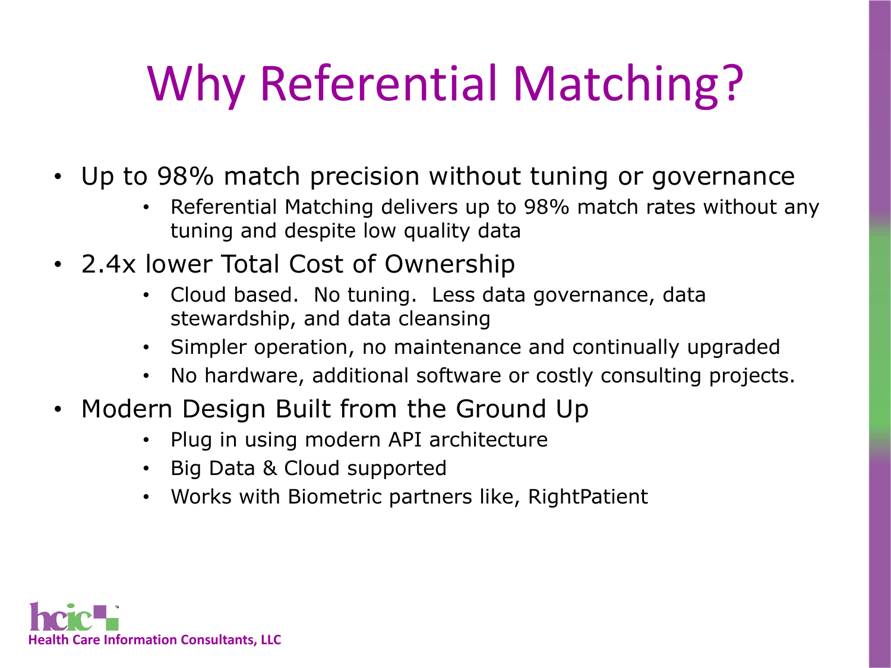# Why Referential Matching?

- Up to 98% match precision without tuning or governance
  - Referential Matching delivers up to 98% match rates without any tuning and despite low quality data
- 2.4x lower Total Cost of Ownership
  - Cloud based.  No tuning.  Less data governance, data stewardship, and data cleansing
  - Simpler operation, no maintenance and continually upgraded
  - No hardware, additional software or costly consulting projects.
- Modern Design Built from the Ground Up
  - Plug in using modern API architecture
  - Big Data & Cloud supported
  - Works with Biometric partners like, RightPatient

hcic™ Health Care Information Consultants, LLC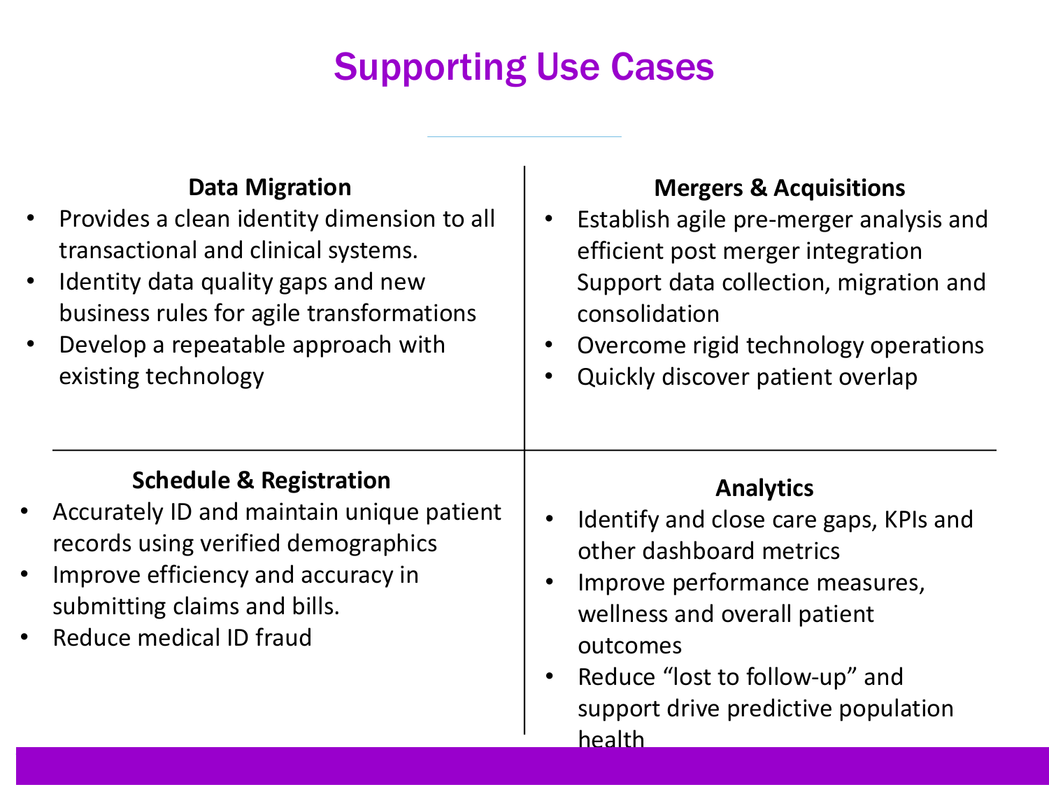# Supporting Use Cases

### Data Migration

- Provides a clean identity dimension to all transactional and clinical systems.
- Identity data quality gaps and new business rules for agile transformations
- Develop a repeatable approach with existing technology

### Mergers & Acquisitions

- Establish agile pre-merger analysis and efficient post merger integration Support data collection, migration and consolidation
- Overcome rigid technology operations
- Quickly discover patient overlap

### Schedule & Registration

- Accurately ID and maintain unique patient records using verified demographics
- Improve efficiency and accuracy in submitting claims and bills.
- Reduce medical ID fraud

### Analytics

- Identify and close care gaps, KPIs and other dashboard metrics
- Improve performance measures, wellness and overall patient outcomes
- Reduce "lost to follow-up" and support drive predictive population health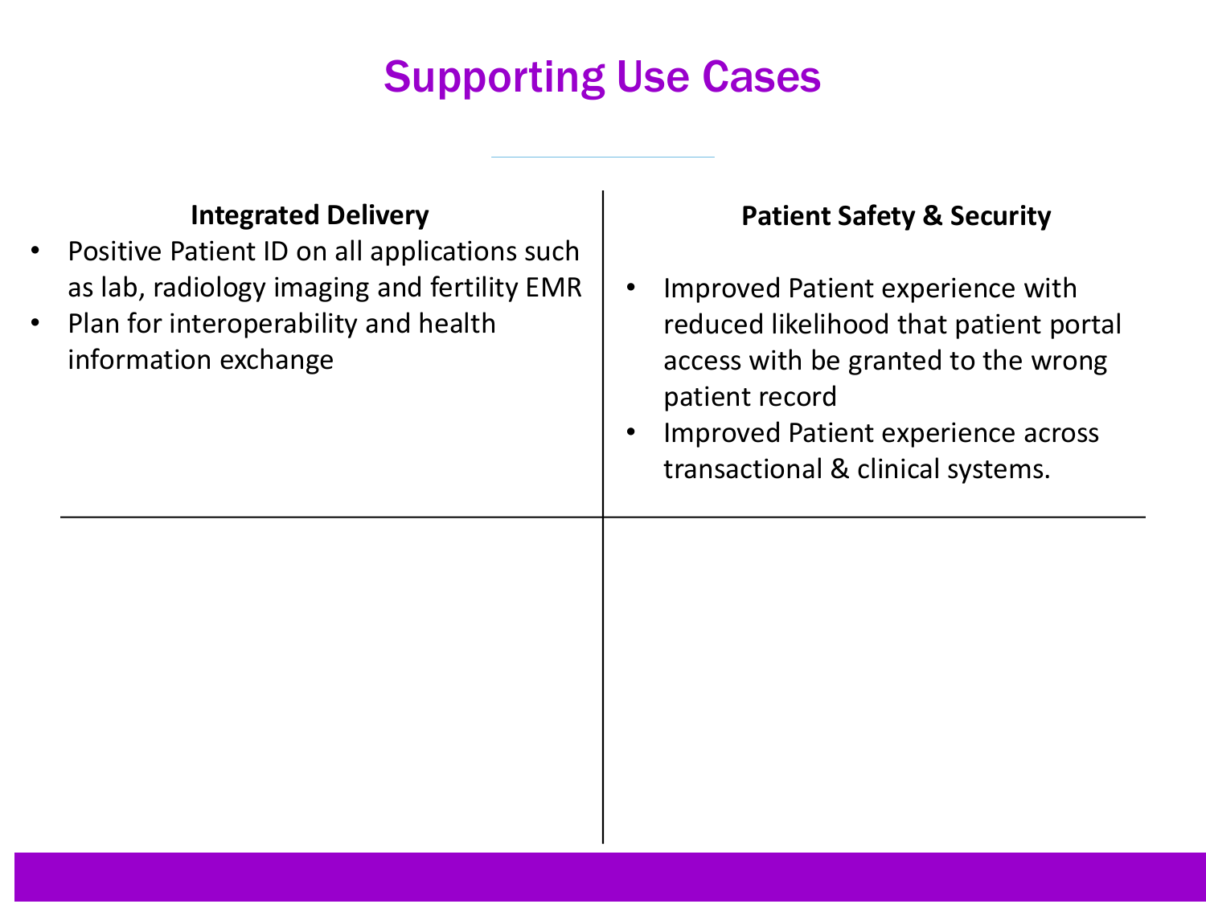# Supporting Use Cases

### Integrated Delivery

- Positive Patient ID on all applications such as lab, radiology imaging and fertility EMR
- Plan for interoperability and health information exchange

### Patient Safety & Security

- Improved Patient experience with reduced likelihood that patient portal access with be granted to the wrong patient record
- Improved Patient experience across transactional & clinical systems.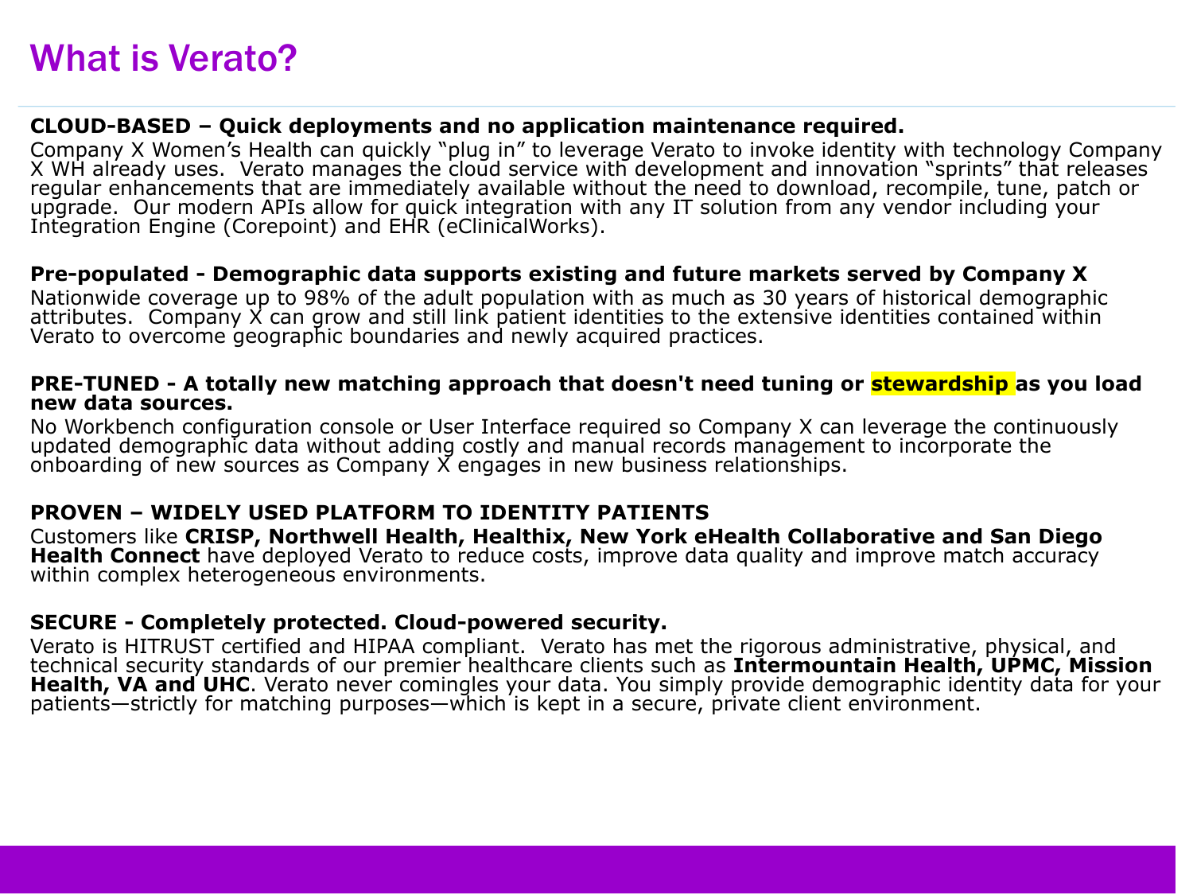# What is Verato?

**CLOUD-BASED – Quick deployments and no application maintenance required.**
Company X Women's Health can quickly "plug in" to leverage Verato to invoke identity with technology Company X WH already uses. Verato manages the cloud service with development and innovation "sprints" that releases regular enhancements that are immediately available without the need to download, recompile, tune, patch or upgrade. Our modern APIs allow for quick integration with any IT solution from any vendor including your Integration Engine (Corepoint) and EHR (eClinicalWorks).

**Pre-populated - Demographic data supports existing and future markets served by Company X**
Nationwide coverage up to 98% of the adult population with as much as 30 years of historical demographic attributes. Company X can grow and still link patient identities to the extensive identities contained within Verato to overcome geographic boundaries and newly acquired practices.

**PRE-TUNED - A totally new matching approach that doesn't need tuning or stewardship as you load new data sources.**
No Workbench configuration console or User Interface required so Company X can leverage the continuously updated demographic data without adding costly and manual records management to incorporate the onboarding of new sources as Company X engages in new business relationships.

**PROVEN – WIDELY USED PLATFORM TO IDENTITY PATIENTS**
Customers like **CRISP, Northwell Health, Healthix, New York eHealth Collaborative and San Diego Health Connect** have deployed Verato to reduce costs, improve data quality and improve match accuracy within complex heterogeneous environments.

**SECURE - Completely protected. Cloud-powered security.**
Verato is HITRUST certified and HIPAA compliant. Verato has met the rigorous administrative, physical, and technical security standards of our premier healthcare clients such as **Intermountain Health, UPMC, Mission Health, VA and UHC**. Verato never comingles your data. You simply provide demographic identity data for your patients—strictly for matching purposes—which is kept in a secure, private client environment.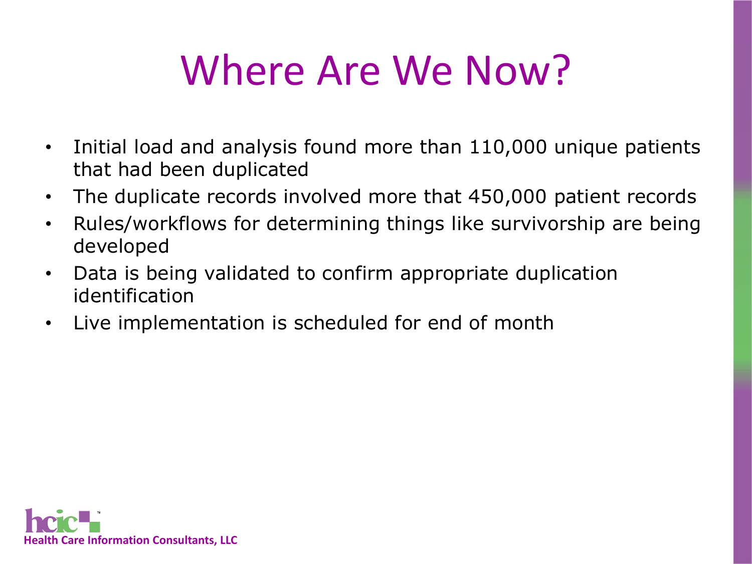# Where Are We Now?

- Initial load and analysis found more than 110,000 unique patients that had been duplicated
- The duplicate records involved more that 450,000 patient records
- Rules/workflows for determining things like survivorship are being developed
- Data is being validated to confirm appropriate duplication identification
- Live implementation is scheduled for end of month

Health Care Information Consultants, LLC